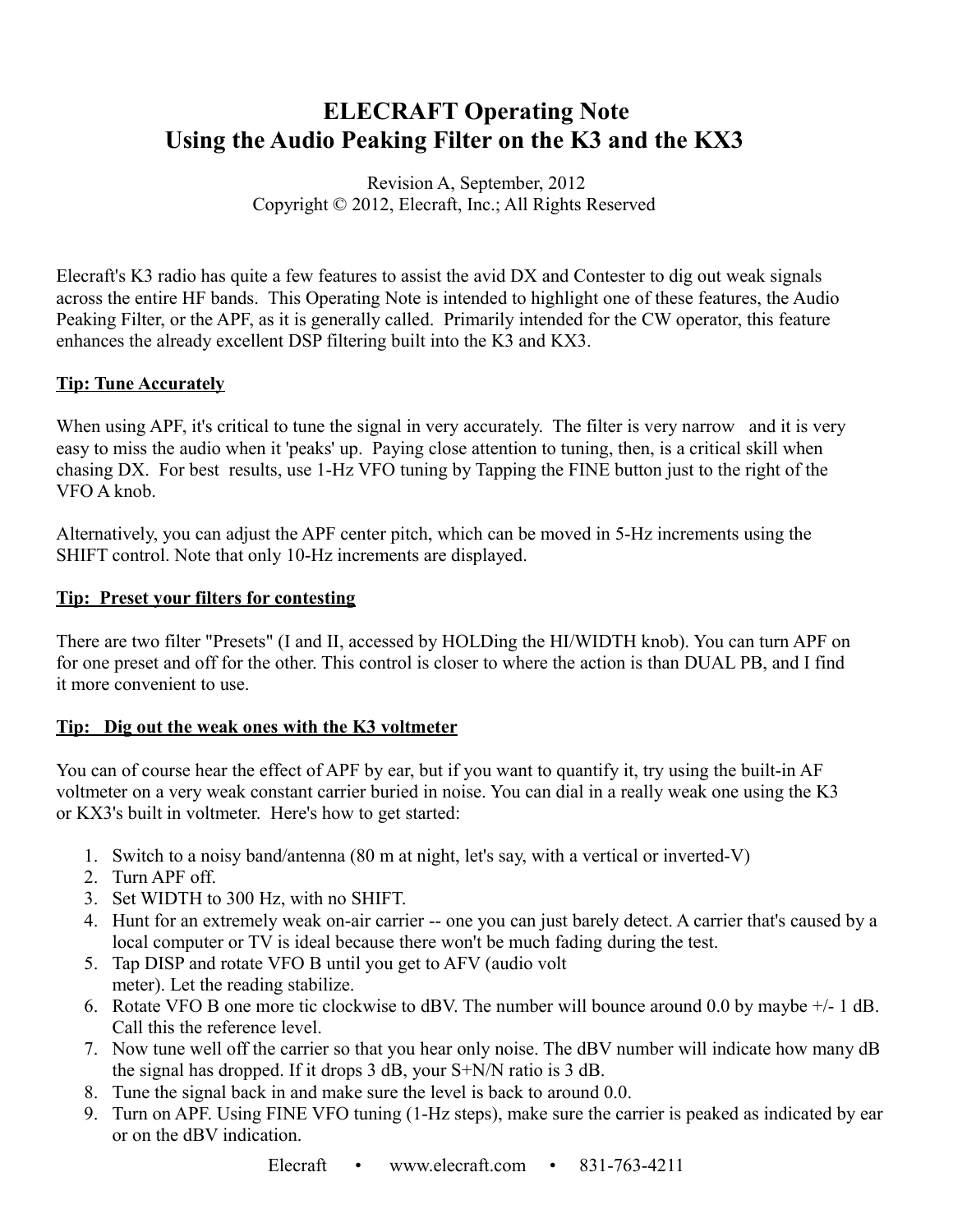# ELECRAFT Operating Note
# Using the Audio Peaking Filter on the K3 and the KX3

Revision A, September, 2012
Copyright © 2012, Elecraft, Inc.; All Rights Reserved

Elecraft's K3 radio has quite a few features to assist the avid DX and Contester to dig out weak signals across the entire HF bands. This Operating Note is intended to highlight one of these features, the Audio Peaking Filter, or the APF, as it is generally called. Primarily intended for the CW operator, this feature enhances the already excellent DSP filtering built into the K3 and KX3.

**Tip: Tune Accurately**

When using APF, it's critical to tune the signal in very accurately. The filter is very narrow and it is very easy to miss the audio when it 'peaks' up. Paying close attention to tuning, then, is a critical skill when chasing DX. For best results, use 1-Hz VFO tuning by Tapping the FINE button just to the right of the VFO A knob.

Alternatively, you can adjust the APF center pitch, which can be moved in 5-Hz increments using the SHIFT control. Note that only 10-Hz increments are displayed.

**Tip: Preset your filters for contesting**

There are two filter "Presets" (I and II, accessed by HOLDing the HI/WIDTH knob). You can turn APF on for one preset and off for the other. This control is closer to where the action is than DUAL PB, and I find it more convenient to use.

**Tip: Dig out the weak ones with the K3 voltmeter**

You can of course hear the effect of APF by ear, but if you want to quantify it, try using the built-in AF voltmeter on a very weak constant carrier buried in noise. You can dial in a really weak one using the K3 or KX3's built in voltmeter. Here's how to get started:

1. Switch to a noisy band/antenna (80 m at night, let's say, with a vertical or inverted-V)
2. Turn APF off.
3. Set WIDTH to 300 Hz, with no SHIFT.
4. Hunt for an extremely weak on-air carrier -- one you can just barely detect. A carrier that's caused by a local computer or TV is ideal because there won't be much fading during the test.
5. Tap DISP and rotate VFO B until you get to AFV (audio volt meter). Let the reading stabilize.
6. Rotate VFO B one more tic clockwise to dBV. The number will bounce around 0.0 by maybe +/- 1 dB. Call this the reference level.
7. Now tune well off the carrier so that you hear only noise. The dBV number will indicate how many dB the signal has dropped. If it drops 3 dB, your S+N/N ratio is 3 dB.
8. Tune the signal back in and make sure the level is back to around 0.0.
9. Turn on APF. Using FINE VFO tuning (1-Hz steps), make sure the carrier is peaked as indicated by ear or on the dBV indication.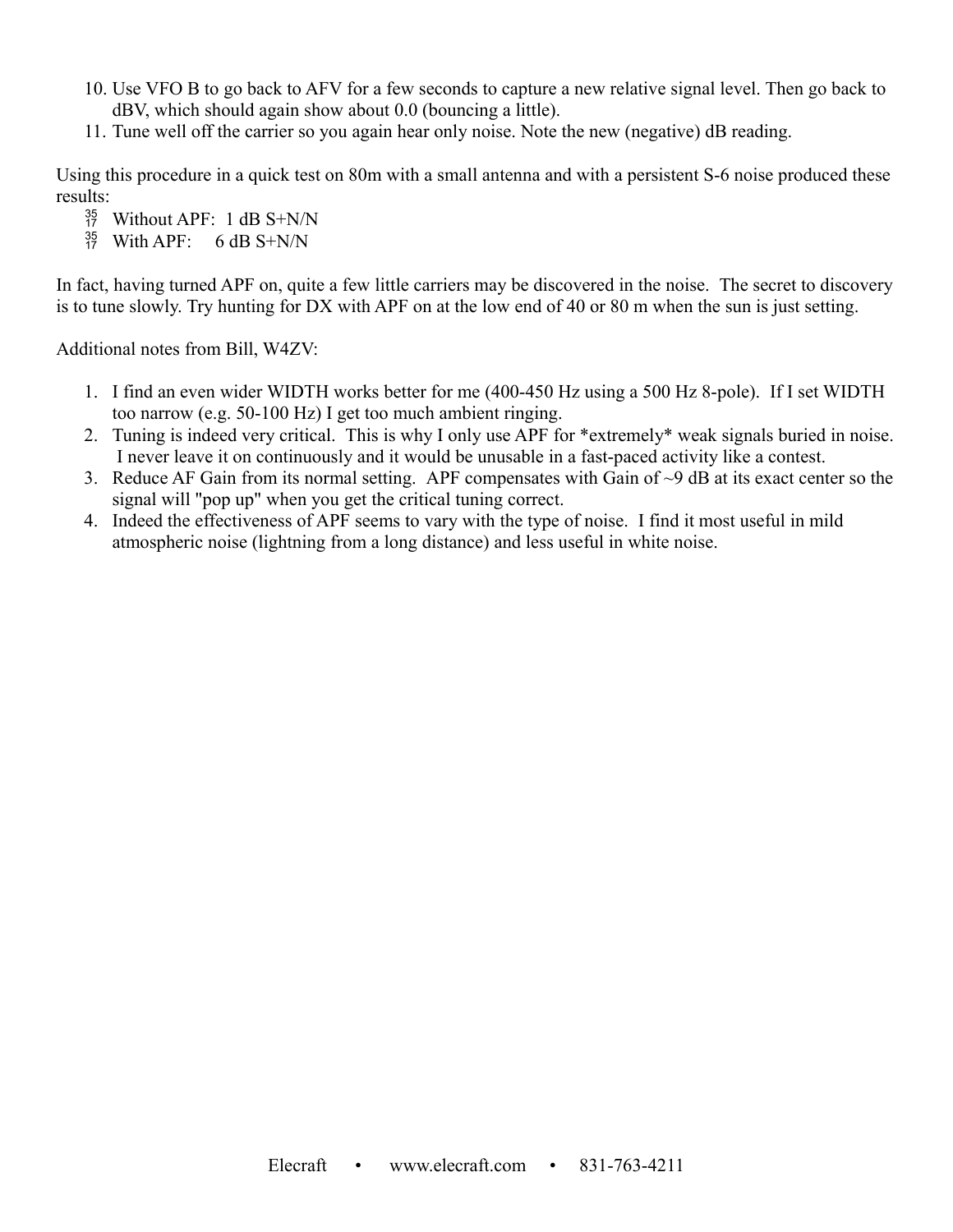10. Use VFO B to go back to AFV for a few seconds to capture a new relative signal level. Then go back to dBV, which should again show about 0.0 (bouncing a little).
11. Tune well off the carrier so you again hear only noise. Note the new (negative) dB reading.

Using this procedure in a quick test on 80m with a small antenna and with a persistent S-6 noise produced these results:

- Without APF: 1 dB S+N/N
- With APF: 6 dB S+N/N

In fact, having turned APF on, quite a few little carriers may be discovered in the noise. The secret to discovery is to tune slowly. Try hunting for DX with APF on at the low end of 40 or 80 m when the sun is just setting.

Additional notes from Bill, W4ZV:

1. I find an even wider WIDTH works better for me (400-450 Hz using a 500 Hz 8-pole). If I set WIDTH too narrow (e.g. 50-100 Hz) I get too much ambient ringing.
2. Tuning is indeed very critical. This is why I only use APF for *extremely* weak signals buried in noise. I never leave it on continuously and it would be unusable in a fast-paced activity like a contest.
3. Reduce AF Gain from its normal setting. APF compensates with Gain of ~9 dB at its exact center so the signal will "pop up" when you get the critical tuning correct.
4. Indeed the effectiveness of APF seems to vary with the type of noise. I find it most useful in mild atmospheric noise (lightning from a long distance) and less useful in white noise.